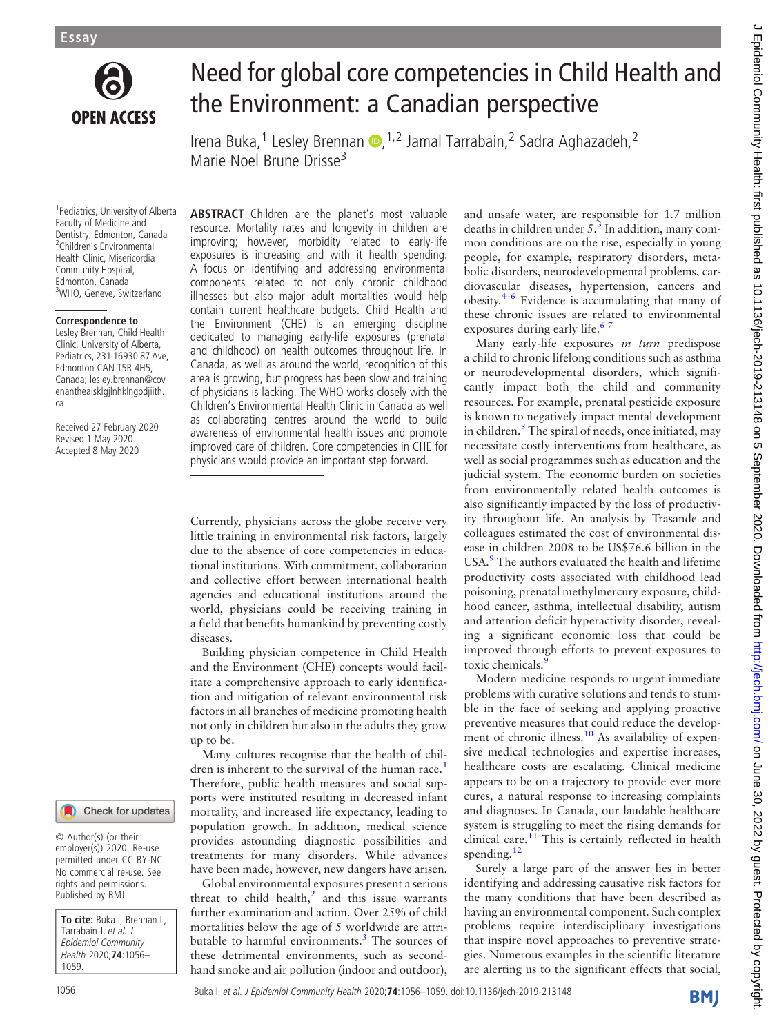Essay

# Need for global core competencies in Child Health and the Environment: a Canadian perspective

Irena Buka,[1] Lesley Brennan,[1,2] Jamal Tarrabain,[2] Sadra Aghazadeh,[2] Marie Noel Brune Drisse[3]

[1]Pediatrics, University of Alberta Faculty of Medicine and Dentistry, Edmonton, Canada
[2]Children's Environmental Health Clinic, Misericordia Community Hospital, Edmonton, Canada
[3]WHO, Geneve, Switzerland

**Correspondence to**
Lesley Brennan, Child Health Clinic, University of Alberta, Pediatrics, 231 16930 87 Ave, Edmonton CAN T5R 4H5, Canada; lesley.brennan@covenanthealsklgjlnhklngpdjiith.ca

Received 27 February 2020
Revised 1 May 2020
Accepted 8 May 2020

© Author(s) (or their employer(s)) 2020. Re-use permitted under CC BY-NC. No commercial re-use. See rights and permissions. Published by BMJ.

**To cite:** Buka I, Brennan L, Tarrabain J, *et al*. *J Epidemiol Community Health* 2020;**74**:1056–1059.

**ABSTRACT** Children are the planet's most valuable resource. Mortality rates and longevity in children are improving; however, morbidity related to early-life exposures is increasing and with it health spending. A focus on identifying and addressing environmental components related to not only chronic childhood illnesses but also major adult mortalities would help contain current healthcare budgets. Child Health and the Environment (CHE) is an emerging discipline dedicated to managing early-life exposures (prenatal and childhood) on health outcomes throughout life. In Canada, as well as around the world, recognition of this area is growing, but progress has been slow and training of physicians is lacking. The WHO works closely with the Children's Environmental Health Clinic in Canada as well as collaborating centres around the world to build awareness of environmental health issues and promote improved care of children. Core competencies in CHE for physicians would provide an important step forward.

Currently, physicians across the globe receive very little training in environmental risk factors, largely due to the absence of core competencies in educational institutions. With commitment, collaboration and collective effort between international health agencies and educational institutions around the world, physicians could be receiving training in a field that benefits humankind by preventing costly diseases.

Building physician competence in Child Health and the Environment (CHE) concepts would facilitate a comprehensive approach to early identification and mitigation of relevant environmental risk factors in all branches of medicine promoting health not only in children but also in the adults they grow up to be.

Many cultures recognise that the health of children is inherent to the survival of the human race.[1] Therefore, public health measures and social supports were instituted resulting in decreased infant mortality, and increased life expectancy, leading to population growth. In addition, medical science provides astounding diagnostic possibilities and treatments for many disorders. While advances have been made, however, new dangers have arisen.

Global environmental exposures present a serious threat to child health,[2] and this issue warrants further examination and action. Over 25% of child mortalities below the age of 5 worldwide are attributable to harmful environments.[3] The sources of these detrimental environments, such as second-hand smoke and air pollution (indoor and outdoor), and unsafe water, are responsible for 1.7 million deaths in children under 5.[3] In addition, many common conditions are on the rise, especially in young people, for example, respiratory disorders, metabolic disorders, neurodevelopmental problems, cardiovascular diseases, hypertension, cancers and obesity.[4–6] Evidence is accumulating that many of these chronic issues are related to environmental exposures during early life.[6,7]

Many early-life exposures *in turn* predispose a child to chronic lifelong conditions such as asthma or neurodevelopmental disorders, which significantly impact both the child and community resources. For example, prenatal pesticide exposure is known to negatively impact mental development in children.[8] The spiral of needs, once initiated, may necessitate costly interventions from healthcare, as well as social programmes such as education and the judicial system. The economic burden on societies from environmentally related health outcomes is also significantly impacted by the loss of productivity throughout life. An analysis by Trasande and colleagues estimated the cost of environmental disease in children 2008 to be US$76.6 billion in the USA.[9] The authors evaluated the health and lifetime productivity costs associated with childhood lead poisoning, prenatal methylmercury exposure, childhood cancer, asthma, intellectual disability, autism and attention deficit hyperactivity disorder, revealing a significant economic loss that could be improved through efforts to prevent exposures to toxic chemicals.[9]

Modern medicine responds to urgent immediate problems with curative solutions and tends to stumble in the face of seeking and applying proactive preventive measures that could reduce the development of chronic illness.[10] As availability of expensive medical technologies and expertise increases, healthcare costs are escalating. Clinical medicine appears to be on a trajectory to provide ever more cures, a natural response to increasing complaints and diagnoses. In Canada, our laudable healthcare system is struggling to meet the rising demands for clinical care.[11] This is certainly reflected in health spending.[12]

Surely a large part of the answer lies in better identifying and addressing causative risk factors for the many conditions that have been described as having an environmental component. Such complex problems require interdisciplinary investigations that inspire novel approaches to preventive strategies. Numerous examples in the scientific literature are alerting us to the significant effects that social,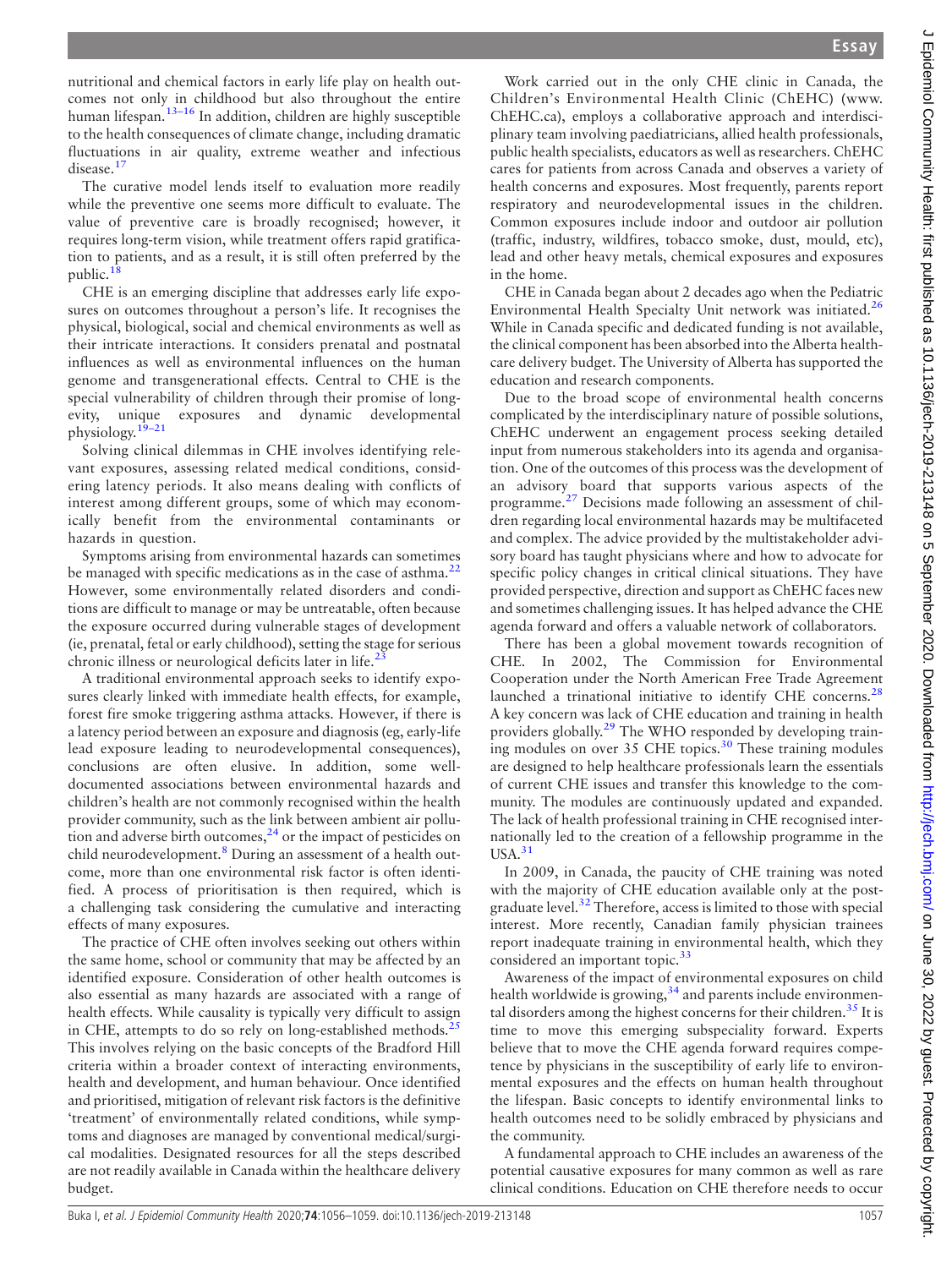nutritional and chemical factors in early life play on health outcomes not only in childhood but also throughout the entire human lifespan.[13–16] In addition, children are highly susceptible to the health consequences of climate change, including dramatic fluctuations in air quality, extreme weather and infectious disease.[17]

The curative model lends itself to evaluation more readily while the preventive one seems more difficult to evaluate. The value of preventive care is broadly recognised; however, it requires long-term vision, while treatment offers rapid gratification to patients, and as a result, it is still often preferred by the public.[18]

CHE is an emerging discipline that addresses early life exposures on outcomes throughout a person's life. It recognises the physical, biological, social and chemical environments as well as their intricate interactions. It considers prenatal and postnatal influences as well as environmental influences on the human genome and transgenerational effects. Central to CHE is the special vulnerability of children through their promise of longevity, unique exposures and dynamic developmental physiology.[19–21]

Solving clinical dilemmas in CHE involves identifying relevant exposures, assessing related medical conditions, considering latency periods. It also means dealing with conflicts of interest among different groups, some of which may economically benefit from the environmental contaminants or hazards in question.

Symptoms arising from environmental hazards can sometimes be managed with specific medications as in the case of asthma.[22] However, some environmentally related disorders and conditions are difficult to manage or may be untreatable, often because the exposure occurred during vulnerable stages of development (ie, prenatal, fetal or early childhood), setting the stage for serious chronic illness or neurological deficits later in life.[23]

A traditional environmental approach seeks to identify exposures clearly linked with immediate health effects, for example, forest fire smoke triggering asthma attacks. However, if there is a latency period between an exposure and diagnosis (eg, early-life lead exposure leading to neurodevelopmental consequences), conclusions are often elusive. In addition, some well-documented associations between environmental hazards and children's health are not commonly recognised within the health provider community, such as the link between ambient air pollution and adverse birth outcomes,[24] or the impact of pesticides on child neurodevelopment.[8] During an assessment of a health outcome, more than one environmental risk factor is often identified. A process of prioritisation is then required, which is a challenging task considering the cumulative and interacting effects of many exposures.

The practice of CHE often involves seeking out others within the same home, school or community that may be affected by an identified exposure. Consideration of other health outcomes is also essential as many hazards are associated with a range of health effects. While causality is typically very difficult to assign in CHE, attempts to do so rely on long-established methods.[25] This involves relying on the basic concepts of the Bradford Hill criteria within a broader context of interacting environments, health and development, and human behaviour. Once identified and prioritised, mitigation of relevant risk factors is the definitive 'treatment' of environmentally related conditions, while symptoms and diagnoses are managed by conventional medical/surgical modalities. Designated resources for all the steps described are not readily available in Canada within the healthcare delivery budget.

Work carried out in the only CHE clinic in Canada, the Children's Environmental Health Clinic (ChEHC) (www.ChEHC.ca), employs a collaborative approach and interdisciplinary team involving paediatricians, allied health professionals, public health specialists, educators as well as researchers. ChEHC cares for patients from across Canada and observes a variety of health concerns and exposures. Most frequently, parents report respiratory and neurodevelopmental issues in the children. Common exposures include indoor and outdoor air pollution (traffic, industry, wildfires, tobacco smoke, dust, mould, etc), lead and other heavy metals, chemical exposures and exposures in the home.

CHE in Canada began about 2 decades ago when the Pediatric Environmental Health Specialty Unit network was initiated.[26] While in Canada specific and dedicated funding is not available, the clinical component has been absorbed into the Alberta healthcare delivery budget. The University of Alberta has supported the education and research components.

Due to the broad scope of environmental health concerns complicated by the interdisciplinary nature of possible solutions, ChEHC underwent an engagement process seeking detailed input from numerous stakeholders into its agenda and organisation. One of the outcomes of this process was the development of an advisory board that supports various aspects of the programme.[27] Decisions made following an assessment of children regarding local environmental hazards may be multifaceted and complex. The advice provided by the multistakeholder advisory board has taught physicians where and how to advocate for specific policy changes in critical clinical situations. They have provided perspective, direction and support as ChEHC faces new and sometimes challenging issues. It has helped advance the CHE agenda forward and offers a valuable network of collaborators.

There has been a global movement towards recognition of CHE. In 2002, The Commission for Environmental Cooperation under the North American Free Trade Agreement launched a trinational initiative to identify CHE concerns.[28] A key concern was lack of CHE education and training in health providers globally.[29] The WHO responded by developing training modules on over 35 CHE topics.[30] These training modules are designed to help healthcare professionals learn the essentials of current CHE issues and transfer this knowledge to the community. The modules are continuously updated and expanded. The lack of health professional training in CHE recognised internationally led to the creation of a fellowship programme in the USA.[31]

In 2009, in Canada, the paucity of CHE training was noted with the majority of CHE education available only at the postgraduate level.[32] Therefore, access is limited to those with special interest. More recently, Canadian family physician trainees report inadequate training in environmental health, which they considered an important topic.[33]

Awareness of the impact of environmental exposures on child health worldwide is growing,[34] and parents include environmental disorders among the highest concerns for their children.[35] It is time to move this emerging subspeciality forward. Experts believe that to move the CHE agenda forward requires competence by physicians in the susceptibility of early life to environmental exposures and the effects on human health throughout the lifespan. Basic concepts to identify environmental links to health outcomes need to be solidly embraced by physicians and the community.

A fundamental approach to CHE includes an awareness of the potential causative exposures for many common as well as rare clinical conditions. Education on CHE therefore needs to occur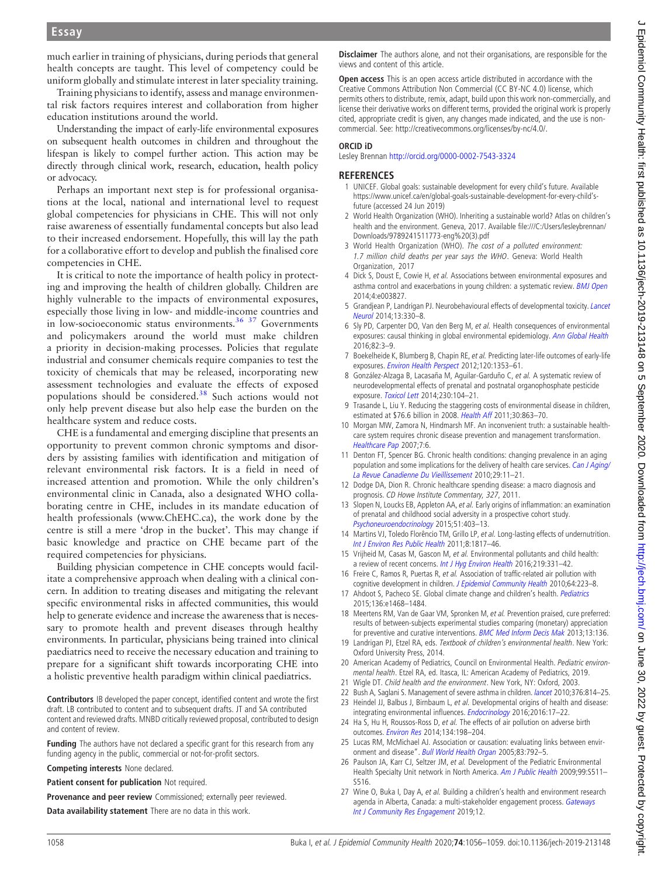much earlier in training of physicians, during periods that general health concepts are taught. This level of competency could be uniform globally and stimulate interest in later speciality training.

Training physicians to identify, assess and manage environmental risk factors requires interest and collaboration from higher education institutions around the world.

Understanding the impact of early-life environmental exposures on subsequent health outcomes in children and throughout the lifespan is likely to compel further action. This action may be directly through clinical work, research, education, health policy or advocacy.

Perhaps an important next step is for professional organisations at the local, national and international level to request global competencies for physicians in CHE. This will not only raise awareness of essentially fundamental concepts but also lead to their increased endorsement. Hopefully, this will lay the path for a collaborative effort to develop and publish the finalised core competencies in CHE.

It is critical to note the importance of health policy in protecting and improving the health of children globally. Children are highly vulnerable to the impacts of environmental exposures, especially those living in low- and middle-income countries and in low-socioeconomic status environments.[36 37] Governments and policymakers around the world must make children a priority in decision-making processes. Policies that regulate industrial and consumer chemicals require companies to test the toxicity of chemicals that may be released, incorporating new assessment technologies and evaluate the effects of exposed populations should be considered.[38] Such actions would not only help prevent disease but also help ease the burden on the healthcare system and reduce costs.

CHE is a fundamental and emerging discipline that presents an opportunity to prevent common chronic symptoms and disorders by assisting families with identification and mitigation of relevant environmental risk factors. It is a field in need of increased attention and promotion. While the only children's environmental clinic in Canada, also a designated WHO collaborating centre in CHE, includes in its mandate education of health professionals (www.ChEHC.ca), the work done by the centre is still a mere 'drop in the bucket'. This may change if basic knowledge and practice on CHE became part of the required competencies for physicians.

Building physician competence in CHE concepts would facilitate a comprehensive approach when dealing with a clinical concern. In addition to treating diseases and mitigating the relevant specific environmental risks in affected communities, this would help to generate evidence and increase the awareness that is necessary to promote health and prevent diseases through healthy environments. In particular, physicians being trained into clinical paediatrics need to receive the necessary education and training to prepare for a significant shift towards incorporating CHE into a holistic preventive health paradigm within clinical paediatrics.

**Contributors** IB developed the paper concept, identified content and wrote the first draft. LB contributed to content and to subsequent drafts. JT and SA contributed content and reviewed drafts. MNBD critically reviewed proposal, contributed to design and content of review.

**Funding** The authors have not declared a specific grant for this research from any funding agency in the public, commercial or not-for-profit sectors.

**Competing interests** None declared.

**Patient consent for publication** Not required.

**Provenance and peer review** Commissioned; externally peer reviewed.

**Data availability statement** There are no data in this work.

**Disclaimer** The authors alone, and not their organisations, are responsible for the views and content of this article.

**Open access** This is an open access article distributed in accordance with the Creative Commons Attribution Non Commercial (CC BY-NC 4.0) license, which permits others to distribute, remix, adapt, build upon this work non-commercially, and license their derivative works on different terms, provided the original work is properly cited, appropriate credit is given, any changes made indicated, and the use is non-commercial. See: http://creativecommons.org/licenses/by-nc/4.0/.

**ORCID iD**

Lesley Brennan http://orcid.org/0000-0002-7543-3324

## REFERENCES

1. UNICEF. Global goals: sustainable development for every child's future. Available https://www.unicef.ca/en/global-goals-sustainable-development-for-every-child's-future (accessed 24 Jun 2019)
2. World Health Organization (WHO). Inheriting a sustainable world? Atlas on children's health and the environment. Geneva, 2017. Available file:///C:/Users/lesleybrennan/Downloads/9789241511773-eng%20(3).pdf
3. World Health Organization (WHO). *The cost of a polluted environment: 1.7 million child deaths per year says the WHO*. Geneva: World Health Organization, 2017
4. Dick S, Doust E, Cowie H, *et al*. Associations between environmental exposures and asthma control and exacerbations in young children: a systematic review. *BMJ Open* 2014;4:e003827.
5. Grandjean P, Landrigan PJ. Neurobehavioural effects of developmental toxicity. *Lancet Neurol* 2014;13:330–8.
6. Sly PD, Carpenter DO, Van den Berg M, *et al*. Health consequences of environmental exposures: causal thinking in global environmental epidemiology. *Ann Global Health* 2016;82:3–9.
7. Boekelheide K, Blumberg B, Chapin RE, *et al*. Predicting later-life outcomes of early-life exposures. *Environ Health Perspect* 2012;120:1353–61.
8. González-Alzaga B, Lacasaña M, Aguilar-Garduño C, *et al*. A systematic review of neurodevelopmental effects of prenatal and postnatal organophosphate pesticide exposure. *Toxicol Lett* 2014;230:104–21.
9. Trasande L, Liu Y. Reducing the staggering costs of environmental disease in children, estimated at $76.6 billion in 2008. *Health Aff* 2011;30:863–70.
10. Morgan MW, Zamora N, Hindmarsh MF. An inconvenient truth: a sustainable healthcare system requires chronic disease prevention and management transformation. *Healthcare Pap* 2007;7:6.
11. Denton FT, Spencer BG. Chronic health conditions: changing prevalence in an aging population and some implications for the delivery of health care services. *Can J Aging/La Revue Canadienne Du Vieillissement* 2010;29:11–21.
12. Dodge DA, Dion R. Chronic healthcare spending disease: a macro diagnosis and prognosis. *CD Howe Institute Commentary, 327*, 2011.
13. Slopen N, Loucks EB, Appleton AA, *et al*. Early origins of inflammation: an examination of prenatal and childhood social adversity in a prospective cohort study. *Psychoneuroendocrinology* 2015;51:403–13.
14. Martins VJ, Toledo Florêncio TM, Grillo LP, *et al*. Long-lasting effects of undernutrition. *Int J Environ Res Public Health* 2011;8:1817–46.
15. Vrijheid M, Casas M, Gascon M, *et al*. Environmental pollutants and child health: a review of recent concerns. *Int J Hyg Environ Health* 2016;219:331–42.
16. Freire C, Ramos R, Puertas R, *et al*. Association of traffic-related air pollution with cognitive development in children. *J Epidemiol Community Health* 2010;64:223–8.
17. Ahdoot S, Pacheco SE. Global climate change and children's health. *Pediatrics* 2015;136:e1468–1484.
18. Meertens RM, Van de Gaar VM, Spronken M, *et al*. Prevention praised, cure preferred: results of between-subjects experimental studies comparing (monetary) appreciation for preventive and curative interventions. *BMC Med Inform Decis Mak* 2013;13:136.
19. Landrigan PJ, Etzel RA, eds. *Textbook of children's environmental health*. New York: Oxford University Press, 2014.
20. American Academy of Pediatrics, Council on Environmental Health. *Pediatric environmental health*. Etzel RA, ed. Itasca, IL: American Academy of Pediatrics, 2019.
21. Wigle DT. *Child health and the environment*. New York, NY: Oxford, 2003.
22. Bush A, Saglani S. Management of severe asthma in children. *Lancet* 2010;376:814–25.
23. Heindel JJ, Balbus J, Birnbaum L, *et al*. Developmental origins of health and disease: integrating environmental influences. *Endocrinology* 2016;2016:17–22.
24. Ha S, Hu H, Roussos-Ross D, *et al*. The effects of air pollution on adverse birth outcomes. *Environ Res* 2014;134:198–204.
25. Lucas RM, McMichael AJ. Association or causation: evaluating links between environment and disease". *Bull World Health Organ* 2005;83:792–5.
26. Paulson JA, Karr CJ, Seltzer JM, *et al*. Development of the Pediatric Environmental Health Specialty Unit network in North America. *Am J Public Health* 2009;99:S511–S516.
27. Wine O, Buka I, Day A, *et al*. Building a children's health and environment research agenda in Alberta, Canada: a multi-stakeholder engagement process. *Gateways Int J Community Res Engagement* 2019;12.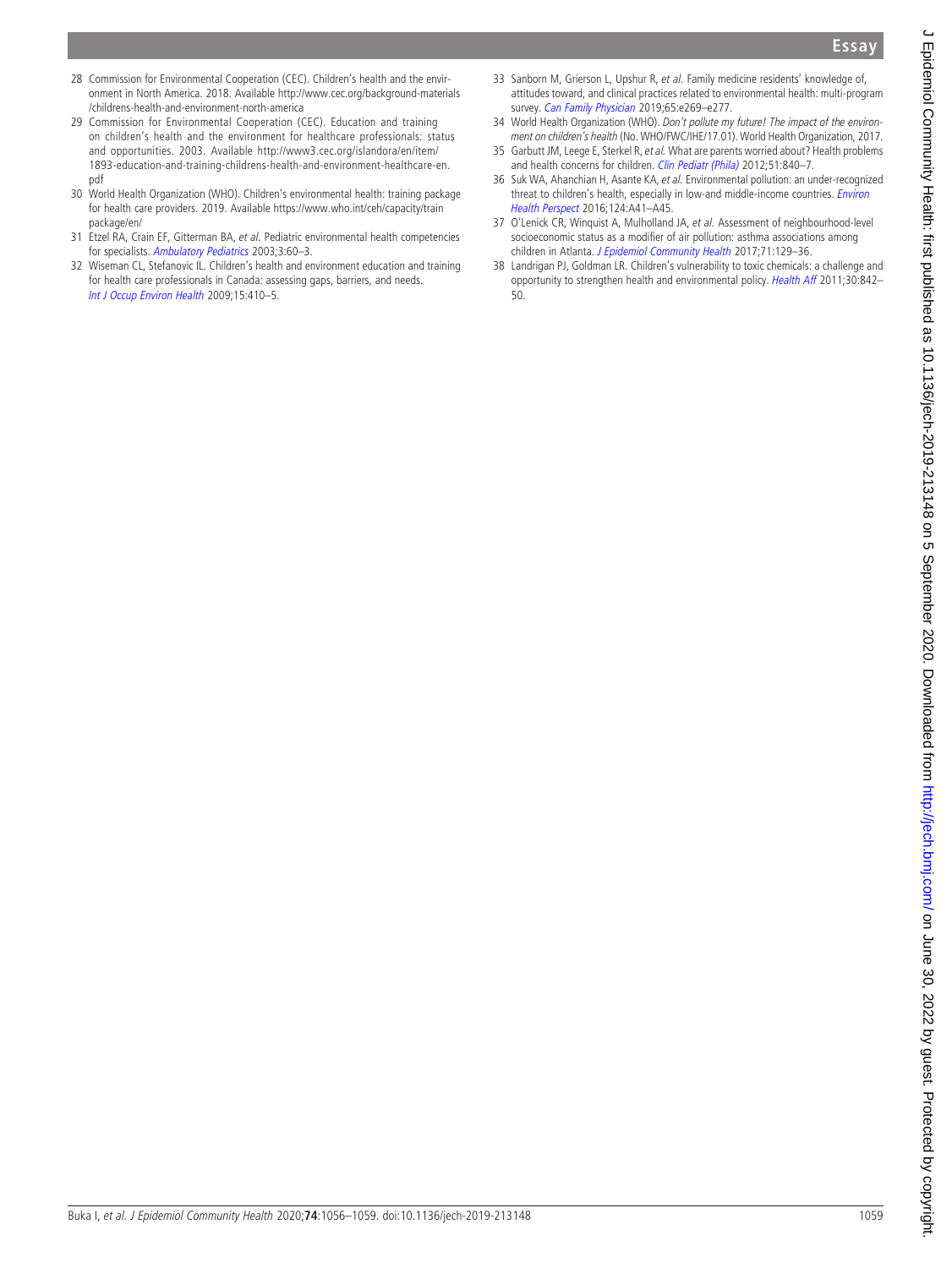28 Commission for Environmental Cooperation (CEC). Children's health and the environment in North America. 2018. Available http://www.cec.org/background-materials/childrens-health-and-environment-north-america

29 Commission for Environmental Cooperation (CEC). Education and training on children's health and the environment for healthcare professionals: status and opportunities. 2003. Available http://www3.cec.org/islandora/en/item/1893-education-and-training-childrens-health-and-environment-healthcare-en.pdf

30 World Health Organization (WHO). Children's environmental health: training package for health care providers. 2019. Available https://www.who.int/ceh/capacity/trainpackage/en/

31 Etzel RA, Crain EF, Gitterman BA, *et al.* Pediatric environmental health competencies for specialists. *Ambulatory Pediatrics* 2003;3:60–3.

32 Wiseman CL, Stefanovic IL. Children's health and environment education and training for health care professionals in Canada: assessing gaps, barriers, and needs. *Int J Occup Environ Health* 2009;15:410–5.

33 Sanborn M, Grierson L, Upshur R, *et al.* Family medicine residents' knowledge of, attitudes toward, and clinical practices related to environmental health: multi-program survey. *Can Family Physician* 2019;65:e269–e277.

34 World Health Organization (WHO). *Don't pollute my future! The impact of the environment on children's health* (No. WHO/FWC/IHE/17.01). World Health Organization, 2017.

35 Garbutt JM, Leege E, Sterkel R, *et al.* What are parents worried about? Health problems and health concerns for children. *Clin Pediatr (Phila)* 2012;51:840–7.

36 Suk WA, Ahanchian H, Asante KA, *et al.* Environmental pollution: an under-recognized threat to children's health, especially in low-and middle-income countries. *Environ Health Perspect* 2016;124:A41–A45.

37 O'Lenick CR, Winquist A, Mulholland JA, *et al.* Assessment of neighbourhood-level socioeconomic status as a modifier of air pollution: asthma associations among children in Atlanta. *J Epidemiol Community Health* 2017;71:129–36.

38 Landrigan PJ, Goldman LR. Children's vulnerability to toxic chemicals: a challenge and opportunity to strengthen health and environmental policy. *Health Aff* 2011;30:842–50.